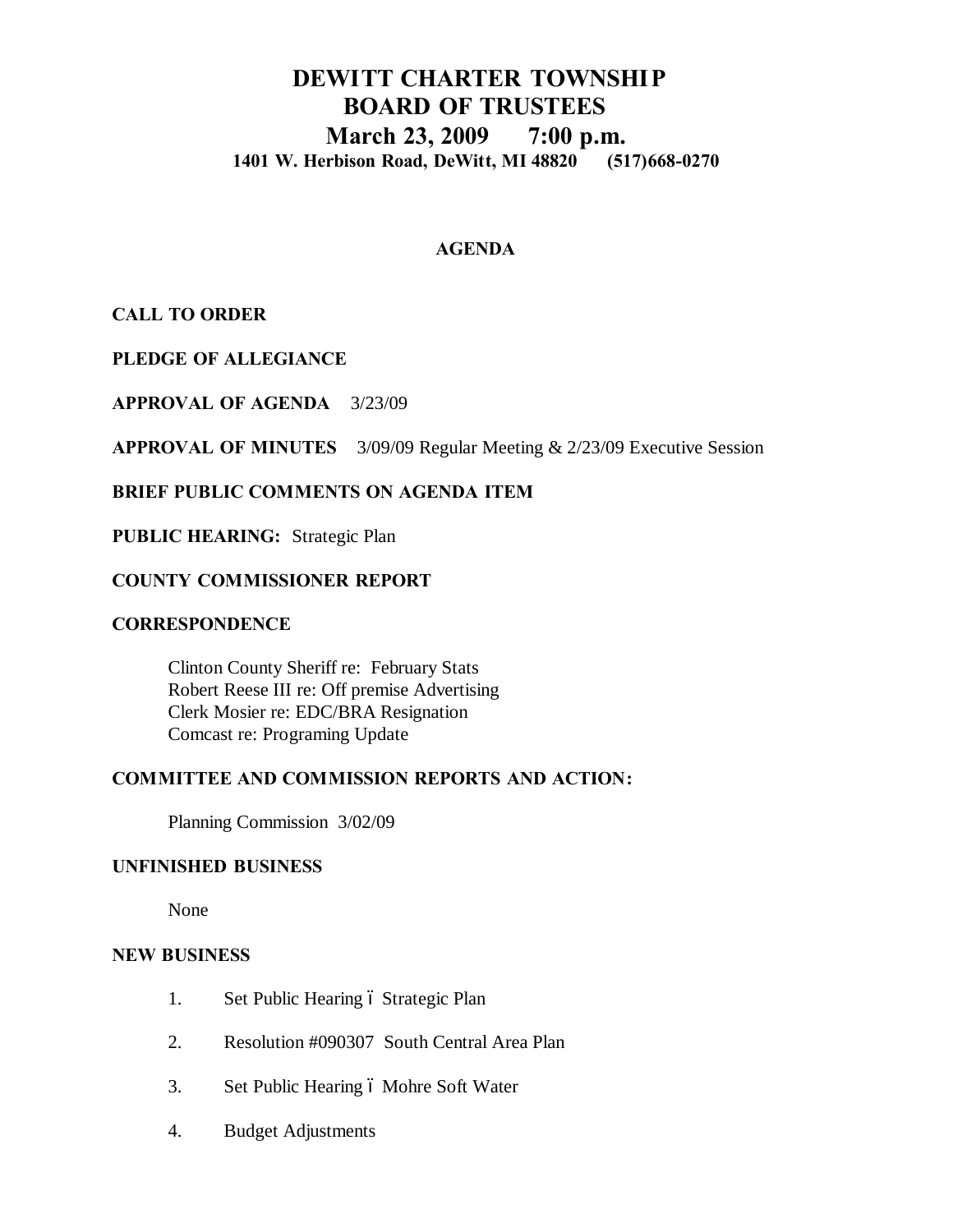# DEWITT CHARTER TOWNSHIP
# BOARD OF TRUSTEES
## March 23, 2009 7:00 p.m.
### 1401 W. Herbison Road, DeWitt, MI 48820 (517)668-0270

**AGENDA**

**CALL TO ORDER**

**PLEDGE OF ALLEGIANCE**

**APPROVAL OF AGENDA** 3/23/09

**APPROVAL OF MINUTES** 3/09/09 Regular Meeting & 2/23/09 Executive Session

**BRIEF PUBLIC COMMENTS ON AGENDA ITEM**

**PUBLIC HEARING:** Strategic Plan

**COUNTY COMMISSIONER REPORT**

**CORRESPONDENCE**

Clinton County Sheriff re: February Stats
Robert Reese III re: Off premise Advertising
Clerk Mosier re: EDC/BRA Resignation
Comcast re: Programing Update

**COMMITTEE AND COMMISSION REPORTS AND ACTION:**

Planning Commission 3/02/09

**UNFINISHED BUSINESS**

None

**NEW BUSINESS**

1. Set Public Hearing ó Strategic Plan
2. Resolution #090307 South Central Area Plan
3. Set Public Hearing ó Mohre Soft Water
4. Budget Adjustments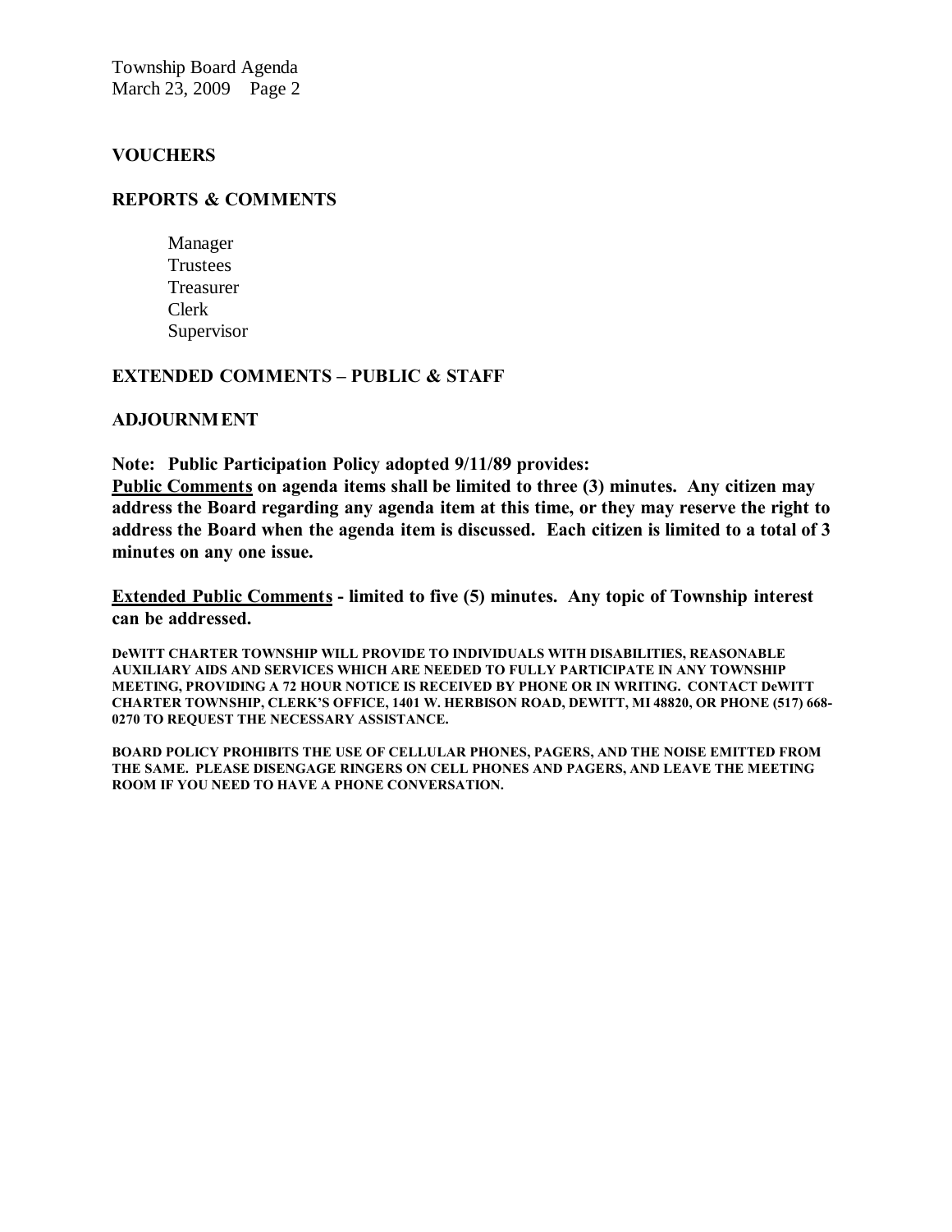**VOUCHERS**

**REPORTS & COMMENTS**

- Manager
- Trustees
- Treasurer
- Clerk
- Supervisor

**EXTENDED COMMENTS – PUBLIC & STAFF**

**ADJOURNMENT**

**Note: Public Participation Policy adopted 9/11/89 provides:**

**<u>Public Comments</u> on agenda items shall be limited to three (3) minutes. Any citizen may address the Board regarding any agenda item at this time, or they may reserve the right to address the Board when the agenda item is discussed. Each citizen is limited to a total of 3 minutes on any one issue.**

**<u>Extended Public Comments</u> - limited to five (5) minutes. Any topic of Township interest can be addressed.**

**DeWITT CHARTER TOWNSHIP WILL PROVIDE TO INDIVIDUALS WITH DISABILITIES, REASONABLE AUXILIARY AIDS AND SERVICES WHICH ARE NEEDED TO FULLY PARTICIPATE IN ANY TOWNSHIP MEETING, PROVIDING A 72 HOUR NOTICE IS RECEIVED BY PHONE OR IN WRITING. CONTACT DeWITT CHARTER TOWNSHIP, CLERK'S OFFICE, 1401 W. HERBISON ROAD, DEWITT, MI 48820, OR PHONE (517) 668-0270 TO REQUEST THE NECESSARY ASSISTANCE.**

**BOARD POLICY PROHIBITS THE USE OF CELLULAR PHONES, PAGERS, AND THE NOISE EMITTED FROM THE SAME. PLEASE DISENGAGE RINGERS ON CELL PHONES AND PAGERS, AND LEAVE THE MEETING ROOM IF YOU NEED TO HAVE A PHONE CONVERSATION.**